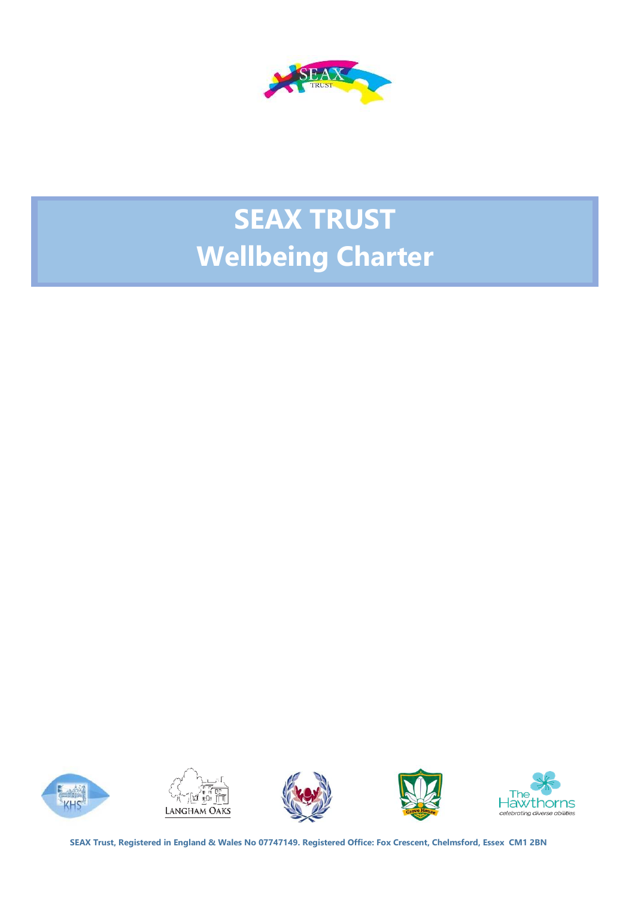# SEAX TRUST
# Wellbeing Charter

**SEAX Trust, Registered in England & Wales No 07747149. Registered Office: Fox Crescent, Chelmsford, Essex CM1 2BN**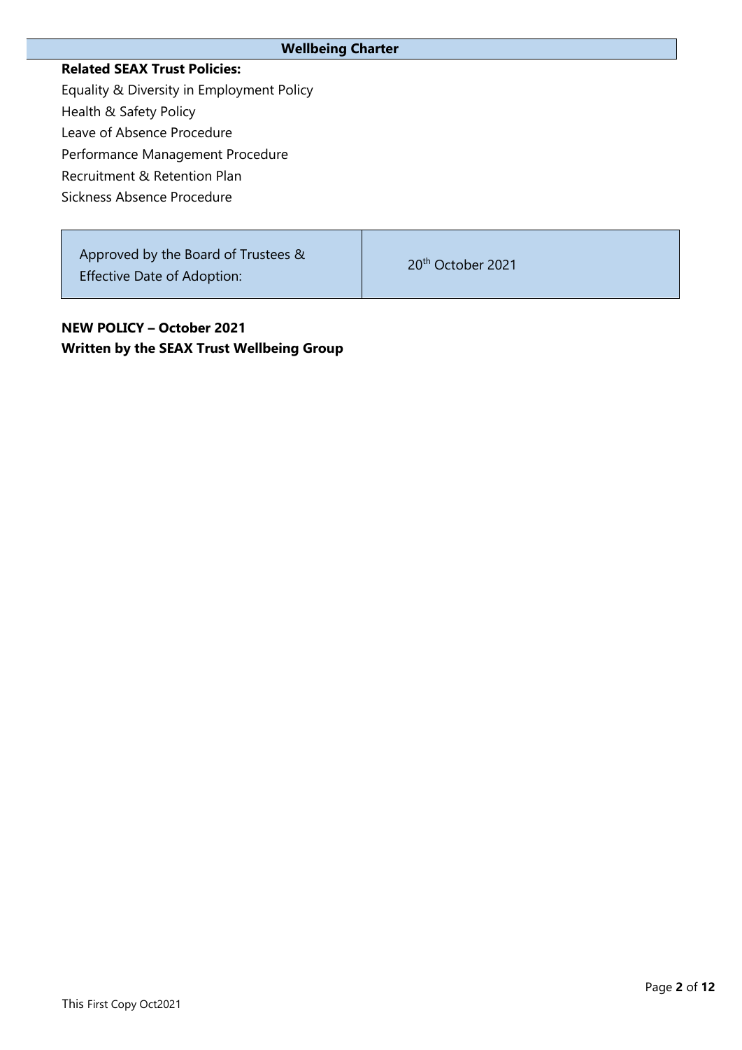**Wellbeing Charter**

**Related SEAX Trust Policies:**

Equality & Diversity in Employment Policy

Health & Safety Policy

Leave of Absence Procedure

Performance Management Procedure

Recruitment & Retention Plan

Sickness Absence Procedure

| Approved by the Board of Trustees & Effective Date of Adoption: | 20th October 2021 |
|---|---|

**NEW POLICY – October 2021**
**Written by the SEAX Trust Wellbeing Group**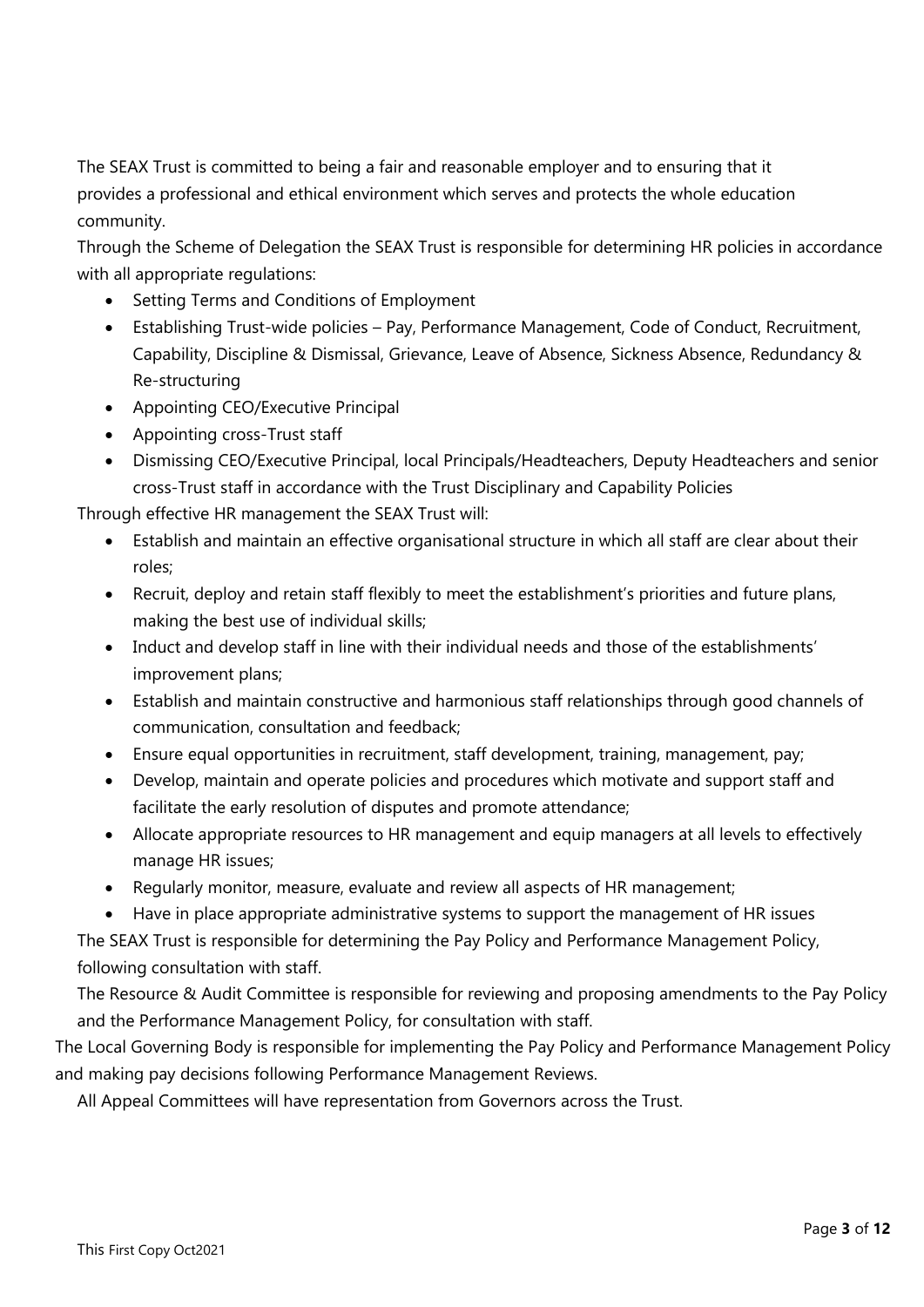The SEAX Trust is committed to being a fair and reasonable employer and to ensuring that it provides a professional and ethical environment which serves and protects the whole education community.

Through the Scheme of Delegation the SEAX Trust is responsible for determining HR policies in accordance with all appropriate regulations:

- Setting Terms and Conditions of Employment
- Establishing Trust-wide policies – Pay, Performance Management, Code of Conduct, Recruitment, Capability, Discipline & Dismissal, Grievance, Leave of Absence, Sickness Absence, Redundancy & Re-structuring
- Appointing CEO/Executive Principal
- Appointing cross-Trust staff
- Dismissing CEO/Executive Principal, local Principals/Headteachers, Deputy Headteachers and senior cross-Trust staff in accordance with the Trust Disciplinary and Capability Policies

Through effective HR management the SEAX Trust will:

- Establish and maintain an effective organisational structure in which all staff are clear about their roles;
- Recruit, deploy and retain staff flexibly to meet the establishment's priorities and future plans, making the best use of individual skills;
- Induct and develop staff in line with their individual needs and those of the establishments' improvement plans;
- Establish and maintain constructive and harmonious staff relationships through good channels of communication, consultation and feedback;
- Ensure equal opportunities in recruitment, staff development, training, management, pay;
- Develop, maintain and operate policies and procedures which motivate and support staff and facilitate the early resolution of disputes and promote attendance;
- Allocate appropriate resources to HR management and equip managers at all levels to effectively manage HR issues;
- Regularly monitor, measure, evaluate and review all aspects of HR management;
- Have in place appropriate administrative systems to support the management of HR issues

The SEAX Trust is responsible for determining the Pay Policy and Performance Management Policy, following consultation with staff.

The Resource & Audit Committee is responsible for reviewing and proposing amendments to the Pay Policy and the Performance Management Policy, for consultation with staff.

The Local Governing Body is responsible for implementing the Pay Policy and Performance Management Policy and making pay decisions following Performance Management Reviews.

All Appeal Committees will have representation from Governors across the Trust.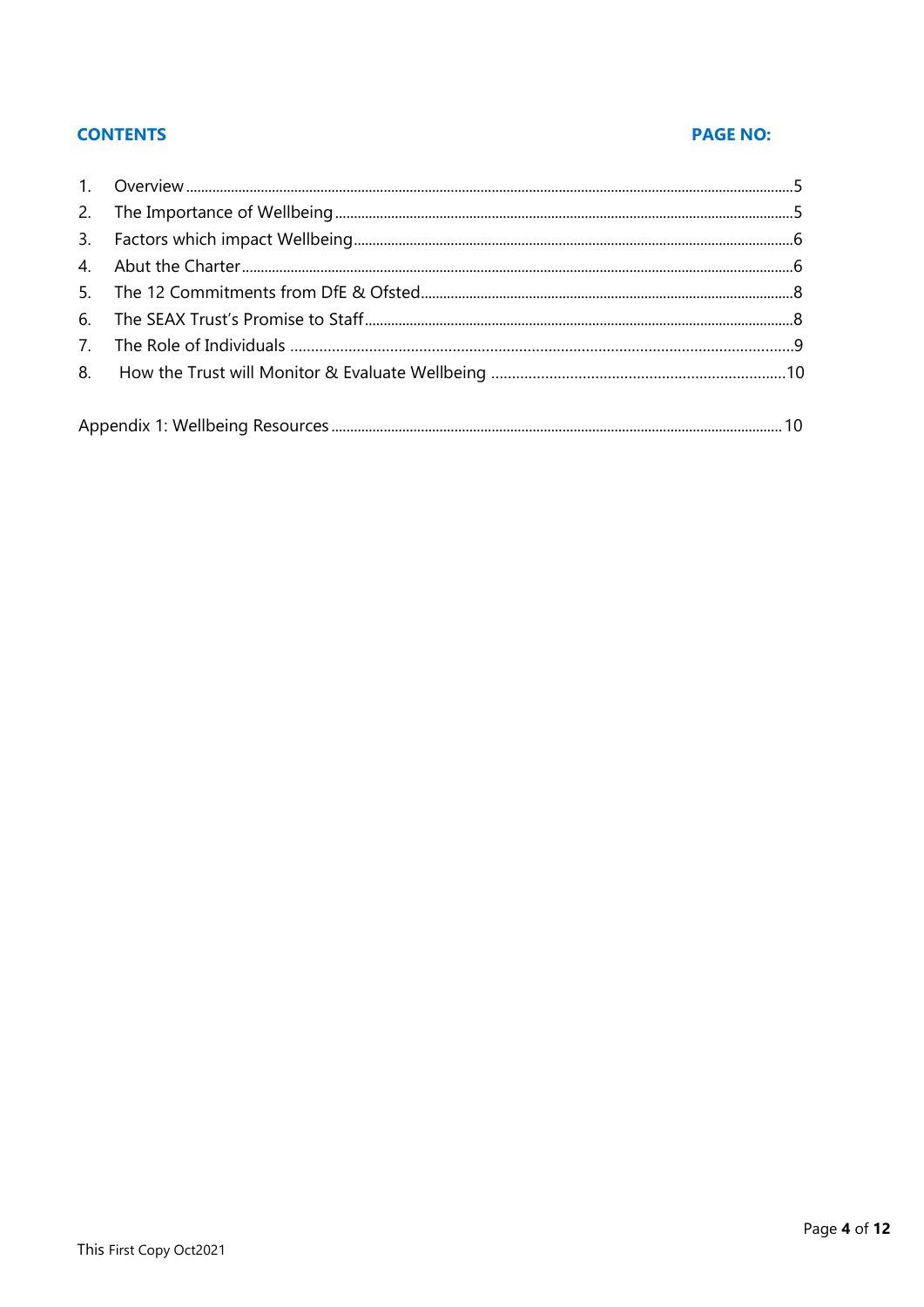**CONTENTS** **PAGE NO:**

| | | |
|---|---|---|
| 1. | Overview | 5 |
| 2. | The Importance of Wellbeing | 5 |
| 3. | Factors which impact Wellbeing | 6 |
| 4. | Abut the Charter | 6 |
| 5. | The 12 Commitments from DfE & Ofsted | 8 |
| 6. | The SEAX Trust's Promise to Staff | 8 |
| 7. | The Role of Individuals | 9 |
| 8. | How the Trust will Monitor & Evaluate Wellbeing | 10 |
| | Appendix 1: Wellbeing Resources | 10 |

This First Copy Oct2021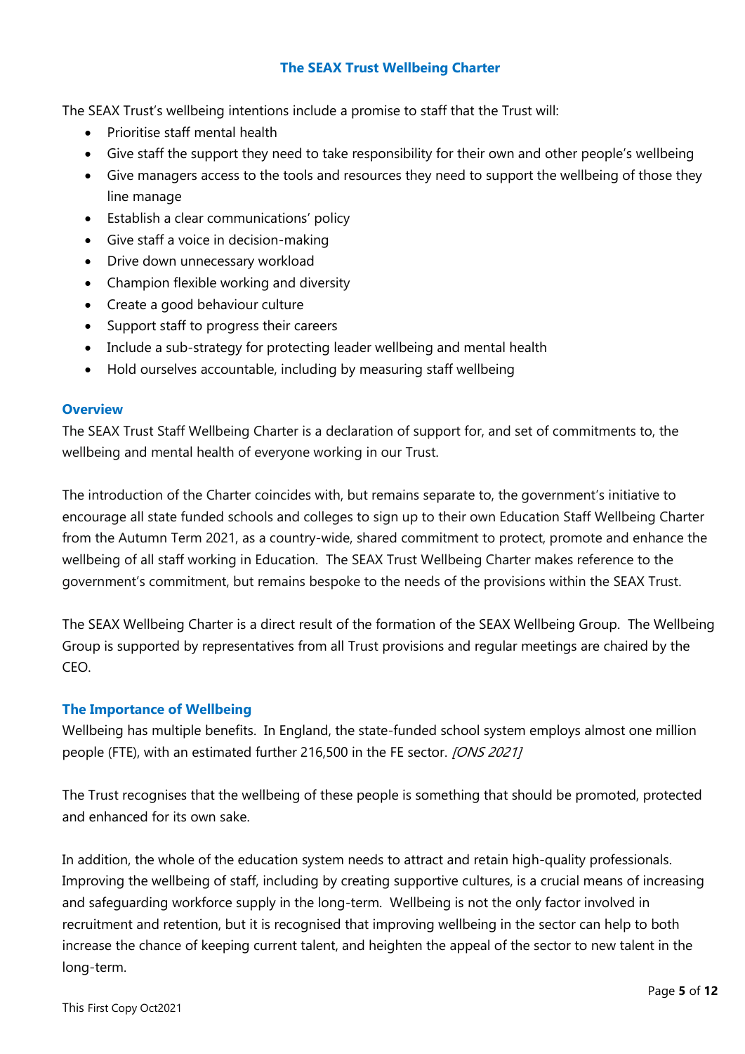## The SEAX Trust Wellbeing Charter

The SEAX Trust's wellbeing intentions include a promise to staff that the Trust will:

- Prioritise staff mental health
- Give staff the support they need to take responsibility for their own and other people's wellbeing
- Give managers access to the tools and resources they need to support the wellbeing of those they line manage
- Establish a clear communications' policy
- Give staff a voice in decision-making
- Drive down unnecessary workload
- Champion flexible working and diversity
- Create a good behaviour culture
- Support staff to progress their careers
- Include a sub-strategy for protecting leader wellbeing and mental health
- Hold ourselves accountable, including by measuring staff wellbeing

### Overview

The SEAX Trust Staff Wellbeing Charter is a declaration of support for, and set of commitments to, the wellbeing and mental health of everyone working in our Trust.

The introduction of the Charter coincides with, but remains separate to, the government's initiative to encourage all state funded schools and colleges to sign up to their own Education Staff Wellbeing Charter from the Autumn Term 2021, as a country-wide, shared commitment to protect, promote and enhance the wellbeing of all staff working in Education. The SEAX Trust Wellbeing Charter makes reference to the government's commitment, but remains bespoke to the needs of the provisions within the SEAX Trust.

The SEAX Wellbeing Charter is a direct result of the formation of the SEAX Wellbeing Group. The Wellbeing Group is supported by representatives from all Trust provisions and regular meetings are chaired by the CEO.

### The Importance of Wellbeing

Wellbeing has multiple benefits. In England, the state-funded school system employs almost one million people (FTE), with an estimated further 216,500 in the FE sector. *[ONS 2021]*

The Trust recognises that the wellbeing of these people is something that should be promoted, protected and enhanced for its own sake.

In addition, the whole of the education system needs to attract and retain high-quality professionals. Improving the wellbeing of staff, including by creating supportive cultures, is a crucial means of increasing and safeguarding workforce supply in the long-term. Wellbeing is not the only factor involved in recruitment and retention, but it is recognised that improving wellbeing in the sector can help to both increase the chance of keeping current talent, and heighten the appeal of the sector to new talent in the long-term.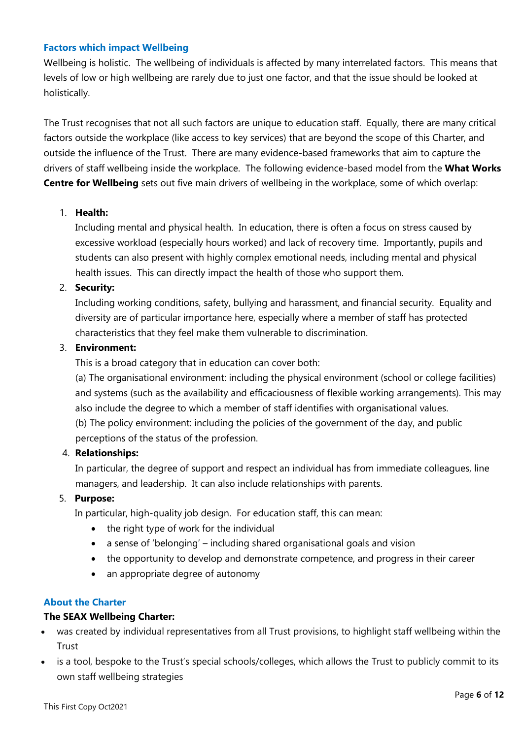### Factors which impact Wellbeing

Wellbeing is holistic. The wellbeing of individuals is affected by many interrelated factors. This means that levels of low or high wellbeing are rarely due to just one factor, and that the issue should be looked at holistically.

The Trust recognises that not all such factors are unique to education staff. Equally, there are many critical factors outside the workplace (like access to key services) that are beyond the scope of this Charter, and outside the influence of the Trust. There are many evidence-based frameworks that aim to capture the drivers of staff wellbeing inside the workplace. The following evidence-based model from the **What Works Centre for Wellbeing** sets out five main drivers of wellbeing in the workplace, some of which overlap:

1. **Health:**
   Including mental and physical health. In education, there is often a focus on stress caused by excessive workload (especially hours worked) and lack of recovery time. Importantly, pupils and students can also present with highly complex emotional needs, including mental and physical health issues. This can directly impact the health of those who support them.
2. **Security:**
   Including working conditions, safety, bullying and harassment, and financial security. Equality and diversity are of particular importance here, especially where a member of staff has protected characteristics that they feel make them vulnerable to discrimination.
3. **Environment:**
   This is a broad category that in education can cover both:
   (a) The organisational environment: including the physical environment (school or college facilities) and systems (such as the availability and efficaciousness of flexible working arrangements). This may also include the degree to which a member of staff identifies with organisational values.
   (b) The policy environment: including the policies of the government of the day, and public perceptions of the status of the profession.
4. **Relationships:**
   In particular, the degree of support and respect an individual has from immediate colleagues, line managers, and leadership. It can also include relationships with parents.
5. **Purpose:**
   In particular, high-quality job design. For education staff, this can mean:
   - the right type of work for the individual
   - a sense of 'belonging' – including shared organisational goals and vision
   - the opportunity to develop and demonstrate competence, and progress in their career
   - an appropriate degree of autonomy

### About the Charter

**The SEAX Wellbeing Charter:**

- was created by individual representatives from all Trust provisions, to highlight staff wellbeing within the Trust
- is a tool, bespoke to the Trust's special schools/colleges, which allows the Trust to publicly commit to its own staff wellbeing strategies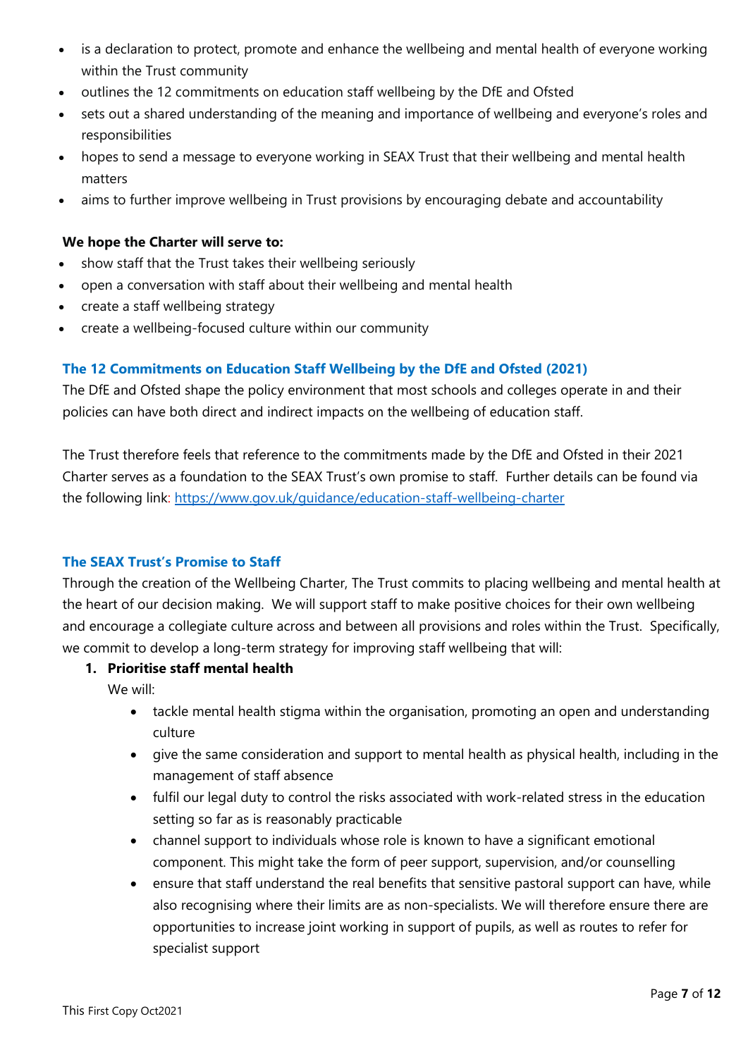- is a declaration to protect, promote and enhance the wellbeing and mental health of everyone working within the Trust community
- outlines the 12 commitments on education staff wellbeing by the DfE and Ofsted
- sets out a shared understanding of the meaning and importance of wellbeing and everyone's roles and responsibilities
- hopes to send a message to everyone working in SEAX Trust that their wellbeing and mental health matters
- aims to further improve wellbeing in Trust provisions by encouraging debate and accountability

**We hope the Charter will serve to:**

- show staff that the Trust takes their wellbeing seriously
- open a conversation with staff about their wellbeing and mental health
- create a staff wellbeing strategy
- create a wellbeing-focused culture within our community

### The 12 Commitments on Education Staff Wellbeing by the DfE and Ofsted (2021)

The DfE and Ofsted shape the policy environment that most schools and colleges operate in and their policies can have both direct and indirect impacts on the wellbeing of education staff.

The Trust therefore feels that reference to the commitments made by the DfE and Ofsted in their 2021 Charter serves as a foundation to the SEAX Trust's own promise to staff. Further details can be found via the following link: https://www.gov.uk/guidance/education-staff-wellbeing-charter

### The SEAX Trust's Promise to Staff

Through the creation of the Wellbeing Charter, The Trust commits to placing wellbeing and mental health at the heart of our decision making. We will support staff to make positive choices for their own wellbeing and encourage a collegiate culture across and between all provisions and roles within the Trust. Specifically, we commit to develop a long-term strategy for improving staff wellbeing that will:

1. **Prioritise staff mental health**

   We will:

   - tackle mental health stigma within the organisation, promoting an open and understanding culture
   - give the same consideration and support to mental health as physical health, including in the management of staff absence
   - fulfil our legal duty to control the risks associated with work-related stress in the education setting so far as is reasonably practicable
   - channel support to individuals whose role is known to have a significant emotional component. This might take the form of peer support, supervision, and/or counselling
   - ensure that staff understand the real benefits that sensitive pastoral support can have, while also recognising where their limits are as non-specialists. We will therefore ensure there are opportunities to increase joint working in support of pupils, as well as routes to refer for specialist support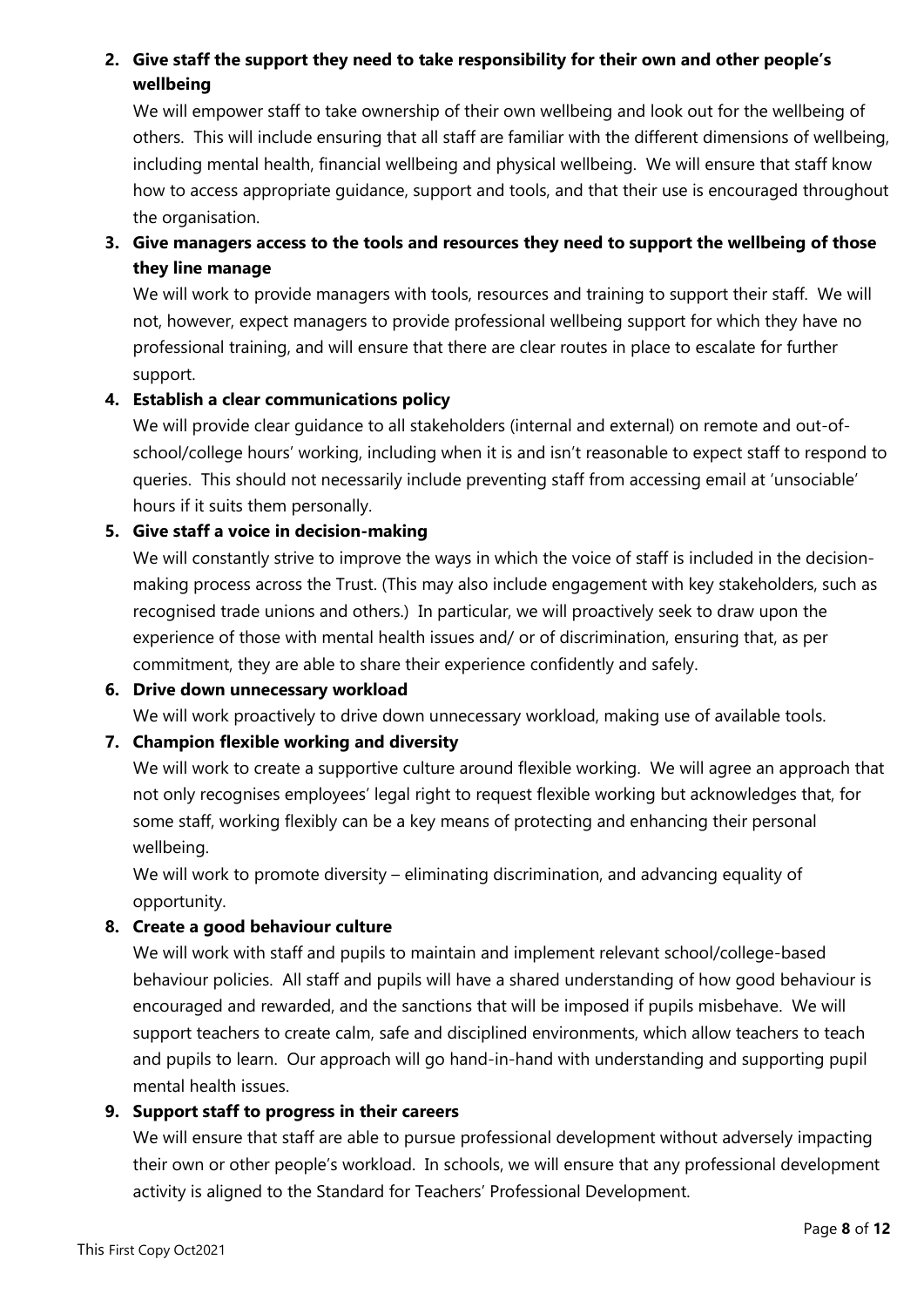2. **Give staff the support they need to take responsibility for their own and other people's wellbeing**

   We will empower staff to take ownership of their own wellbeing and look out for the wellbeing of others. This will include ensuring that all staff are familiar with the different dimensions of wellbeing, including mental health, financial wellbeing and physical wellbeing. We will ensure that staff know how to access appropriate guidance, support and tools, and that their use is encouraged throughout the organisation.

3. **Give managers access to the tools and resources they need to support the wellbeing of those they line manage**

   We will work to provide managers with tools, resources and training to support their staff. We will not, however, expect managers to provide professional wellbeing support for which they have no professional training, and will ensure that there are clear routes in place to escalate for further support.

4. **Establish a clear communications policy**

   We will provide clear guidance to all stakeholders (internal and external) on remote and out-of-school/college hours' working, including when it is and isn't reasonable to expect staff to respond to queries. This should not necessarily include preventing staff from accessing email at 'unsociable' hours if it suits them personally.

5. **Give staff a voice in decision-making**

   We will constantly strive to improve the ways in which the voice of staff is included in the decision-making process across the Trust. (This may also include engagement with key stakeholders, such as recognised trade unions and others.) In particular, we will proactively seek to draw upon the experience of those with mental health issues and/ or of discrimination, ensuring that, as per commitment, they are able to share their experience confidently and safely.

6. **Drive down unnecessary workload**

   We will work proactively to drive down unnecessary workload, making use of available tools.

7. **Champion flexible working and diversity**

   We will work to create a supportive culture around flexible working. We will agree an approach that not only recognises employees' legal right to request flexible working but acknowledges that, for some staff, working flexibly can be a key means of protecting and enhancing their personal wellbeing.

   We will work to promote diversity – eliminating discrimination, and advancing equality of opportunity.

8. **Create a good behaviour culture**

   We will work with staff and pupils to maintain and implement relevant school/college-based behaviour policies. All staff and pupils will have a shared understanding of how good behaviour is encouraged and rewarded, and the sanctions that will be imposed if pupils misbehave. We will support teachers to create calm, safe and disciplined environments, which allow teachers to teach and pupils to learn. Our approach will go hand-in-hand with understanding and supporting pupil mental health issues.

9. **Support staff to progress in their careers**

   We will ensure that staff are able to pursue professional development without adversely impacting their own or other people's workload. In schools, we will ensure that any professional development activity is aligned to the Standard for Teachers' Professional Development.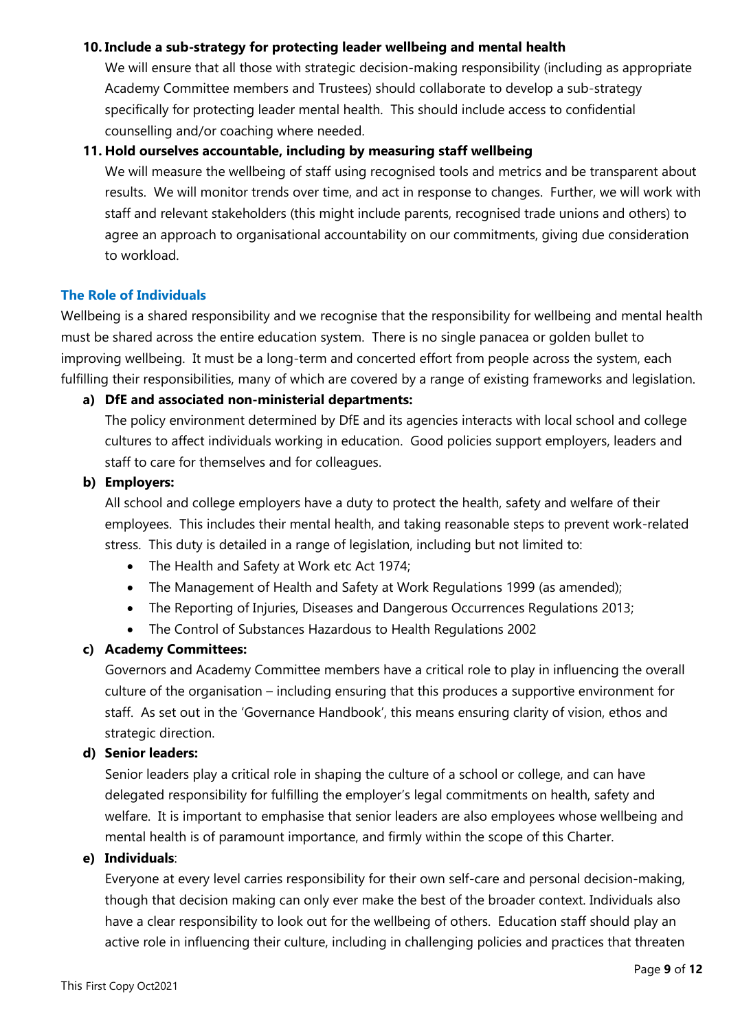10. **Include a sub-strategy for protecting leader wellbeing and mental health**
    We will ensure that all those with strategic decision-making responsibility (including as appropriate Academy Committee members and Trustees) should collaborate to develop a sub-strategy specifically for protecting leader mental health. This should include access to confidential counselling and/or coaching where needed.
11. **Hold ourselves accountable, including by measuring staff wellbeing**
    We will measure the wellbeing of staff using recognised tools and metrics and be transparent about results. We will monitor trends over time, and act in response to changes. Further, we will work with staff and relevant stakeholders (this might include parents, recognised trade unions and others) to agree an approach to organisational accountability on our commitments, giving due consideration to workload.

### The Role of Individuals

Wellbeing is a shared responsibility and we recognise that the responsibility for wellbeing and mental health must be shared across the entire education system. There is no single panacea or golden bullet to improving wellbeing. It must be a long-term and concerted effort from people across the system, each fulfilling their responsibilities, many of which are covered by a range of existing frameworks and legislation.

a) **DfE and associated non-ministerial departments:**
   The policy environment determined by DfE and its agencies interacts with local school and college cultures to affect individuals working in education. Good policies support employers, leaders and staff to care for themselves and for colleagues.

b) **Employers:**
   All school and college employers have a duty to protect the health, safety and welfare of their employees. This includes their mental health, and taking reasonable steps to prevent work-related stress. This duty is detailed in a range of legislation, including but not limited to:
   - The Health and Safety at Work etc Act 1974;
   - The Management of Health and Safety at Work Regulations 1999 (as amended);
   - The Reporting of Injuries, Diseases and Dangerous Occurrences Regulations 2013;
   - The Control of Substances Hazardous to Health Regulations 2002

c) **Academy Committees:**
   Governors and Academy Committee members have a critical role to play in influencing the overall culture of the organisation – including ensuring that this produces a supportive environment for staff. As set out in the 'Governance Handbook', this means ensuring clarity of vision, ethos and strategic direction.

d) **Senior leaders:**
   Senior leaders play a critical role in shaping the culture of a school or college, and can have delegated responsibility for fulfilling the employer's legal commitments on health, safety and welfare. It is important to emphasise that senior leaders are also employees whose wellbeing and mental health is of paramount importance, and firmly within the scope of this Charter.

e) **Individuals**:
   Everyone at every level carries responsibility for their own self-care and personal decision-making, though that decision making can only ever make the best of the broader context. Individuals also have a clear responsibility to look out for the wellbeing of others. Education staff should play an active role in influencing their culture, including in challenging policies and practices that threaten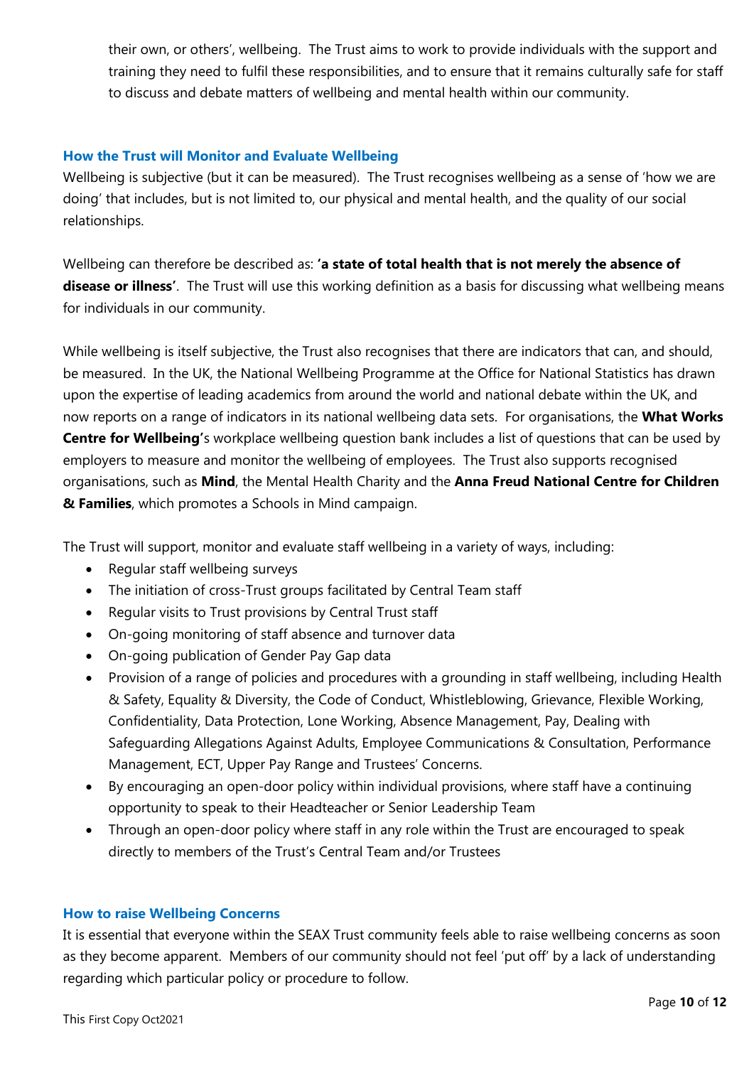their own, or others', wellbeing. The Trust aims to work to provide individuals with the support and training they need to fulfil these responsibilities, and to ensure that it remains culturally safe for staff to discuss and debate matters of wellbeing and mental health within our community.

### How the Trust will Monitor and Evaluate Wellbeing

Wellbeing is subjective (but it can be measured). The Trust recognises wellbeing as a sense of 'how we are doing' that includes, but is not limited to, our physical and mental health, and the quality of our social relationships.

Wellbeing can therefore be described as: **'a state of total health that is not merely the absence of disease or illness'**. The Trust will use this working definition as a basis for discussing what wellbeing means for individuals in our community.

While wellbeing is itself subjective, the Trust also recognises that there are indicators that can, and should, be measured. In the UK, the National Wellbeing Programme at the Office for National Statistics has drawn upon the expertise of leading academics from around the world and national debate within the UK, and now reports on a range of indicators in its national wellbeing data sets. For organisations, the **What Works Centre for Wellbeing'**s workplace wellbeing question bank includes a list of questions that can be used by employers to measure and monitor the wellbeing of employees. The Trust also supports recognised organisations, such as **Mind**, the Mental Health Charity and the **Anna Freud National Centre for Children & Families**, which promotes a Schools in Mind campaign.

The Trust will support, monitor and evaluate staff wellbeing in a variety of ways, including:

- Regular staff wellbeing surveys
- The initiation of cross-Trust groups facilitated by Central Team staff
- Regular visits to Trust provisions by Central Trust staff
- On-going monitoring of staff absence and turnover data
- On-going publication of Gender Pay Gap data
- Provision of a range of policies and procedures with a grounding in staff wellbeing, including Health & Safety, Equality & Diversity, the Code of Conduct, Whistleblowing, Grievance, Flexible Working, Confidentiality, Data Protection, Lone Working, Absence Management, Pay, Dealing with Safeguarding Allegations Against Adults, Employee Communications & Consultation, Performance Management, ECT, Upper Pay Range and Trustees' Concerns.
- By encouraging an open-door policy within individual provisions, where staff have a continuing opportunity to speak to their Headteacher or Senior Leadership Team
- Through an open-door policy where staff in any role within the Trust are encouraged to speak directly to members of the Trust's Central Team and/or Trustees

### How to raise Wellbeing Concerns

It is essential that everyone within the SEAX Trust community feels able to raise wellbeing concerns as soon as they become apparent. Members of our community should not feel 'put off' by a lack of understanding regarding which particular policy or procedure to follow.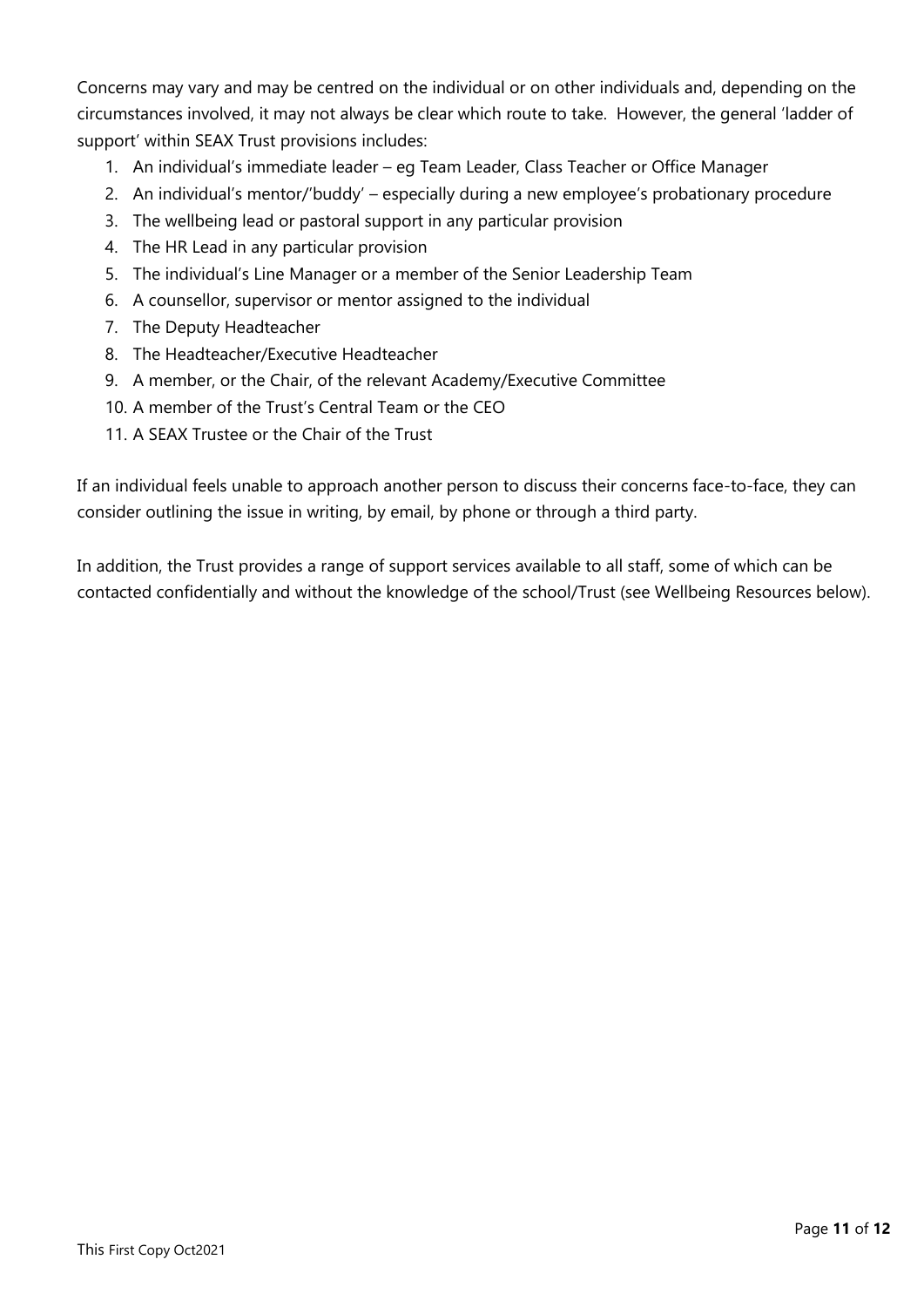Concerns may vary and may be centred on the individual or on other individuals and, depending on the circumstances involved, it may not always be clear which route to take. However, the general 'ladder of support' within SEAX Trust provisions includes:

1. An individual's immediate leader – eg Team Leader, Class Teacher or Office Manager
2. An individual's mentor/'buddy' – especially during a new employee's probationary procedure
3. The wellbeing lead or pastoral support in any particular provision
4. The HR Lead in any particular provision
5. The individual's Line Manager or a member of the Senior Leadership Team
6. A counsellor, supervisor or mentor assigned to the individual
7. The Deputy Headteacher
8. The Headteacher/Executive Headteacher
9. A member, or the Chair, of the relevant Academy/Executive Committee
10. A member of the Trust's Central Team or the CEO
11. A SEAX Trustee or the Chair of the Trust

If an individual feels unable to approach another person to discuss their concerns face-to-face, they can consider outlining the issue in writing, by email, by phone or through a third party.

In addition, the Trust provides a range of support services available to all staff, some of which can be contacted confidentially and without the knowledge of the school/Trust (see Wellbeing Resources below).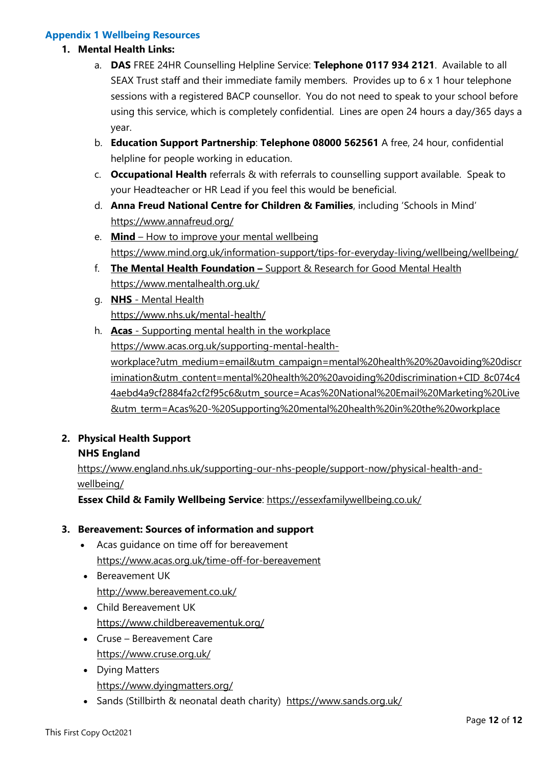### Appendix 1 Wellbeing Resources

1. **Mental Health Links:**
    a. **DAS** FREE 24HR Counselling Helpline Service: **Telephone 0117 934 2121**. Available to all SEAX Trust staff and their immediate family members. Provides up to 6 x 1 hour telephone sessions with a registered BACP counsellor. You do not need to speak to your school before using this service, which is completely confidential. Lines are open 24 hours a day/365 days a year.
    b. **Education Support Partnership**: **Telephone 08000 562561** A free, 24 hour, confidential helpline for people working in education.
    c. **Occupational Health** referrals & with referrals to counselling support available. Speak to your Headteacher or HR Lead if you feel this would be beneficial.
    d. **Anna Freud National Centre for Children & Families**, including 'Schools in Mind' https://www.annafreud.org/
    e. **Mind** – How to improve your mental wellbeing https://www.mind.org.uk/information-support/tips-for-everyday-living/wellbeing/wellbeing/
    f. **The Mental Health Foundation –** Support & Research for Good Mental Health https://www.mentalhealth.org.uk/
    g. **NHS** - Mental Health https://www.nhs.uk/mental-health/
    h. **Acas** - Supporting mental health in the workplace https://www.acas.org.uk/supporting-mental-health-workplace?utm_medium=email&utm_campaign=mental%20health%20%20avoiding%20discrimination&utm_content=mental%20health%20%20avoiding%20discrimination+CID_8c074c44aebd4a9cf2884fa2cf2f95c6&utm_source=Acas%20National%20Email%20Marketing%20Live&utm_term=Acas%20-%20Supporting%20mental%20health%20in%20the%20workplace

2. **Physical Health Support**
   **NHS England**
   https://www.england.nhs.uk/supporting-our-nhs-people/support-now/physical-health-and-wellbeing/
   **Essex Child & Family Wellbeing Service**: https://essexfamilywellbeing.co.uk/

3. **Bereavement: Sources of information and support**
    - Acas guidance on time off for bereavement https://www.acas.org.uk/time-off-for-bereavement
    - Bereavement UK http://www.bereavement.co.uk/
    - Child Bereavement UK https://www.childbereavementuk.org/
    - Cruse – Bereavement Care https://www.cruse.org.uk/
    - Dying Matters https://www.dyingmatters.org/
    - Sands (Stillbirth & neonatal death charity) https://www.sands.org.uk/

This First Copy Oct2021